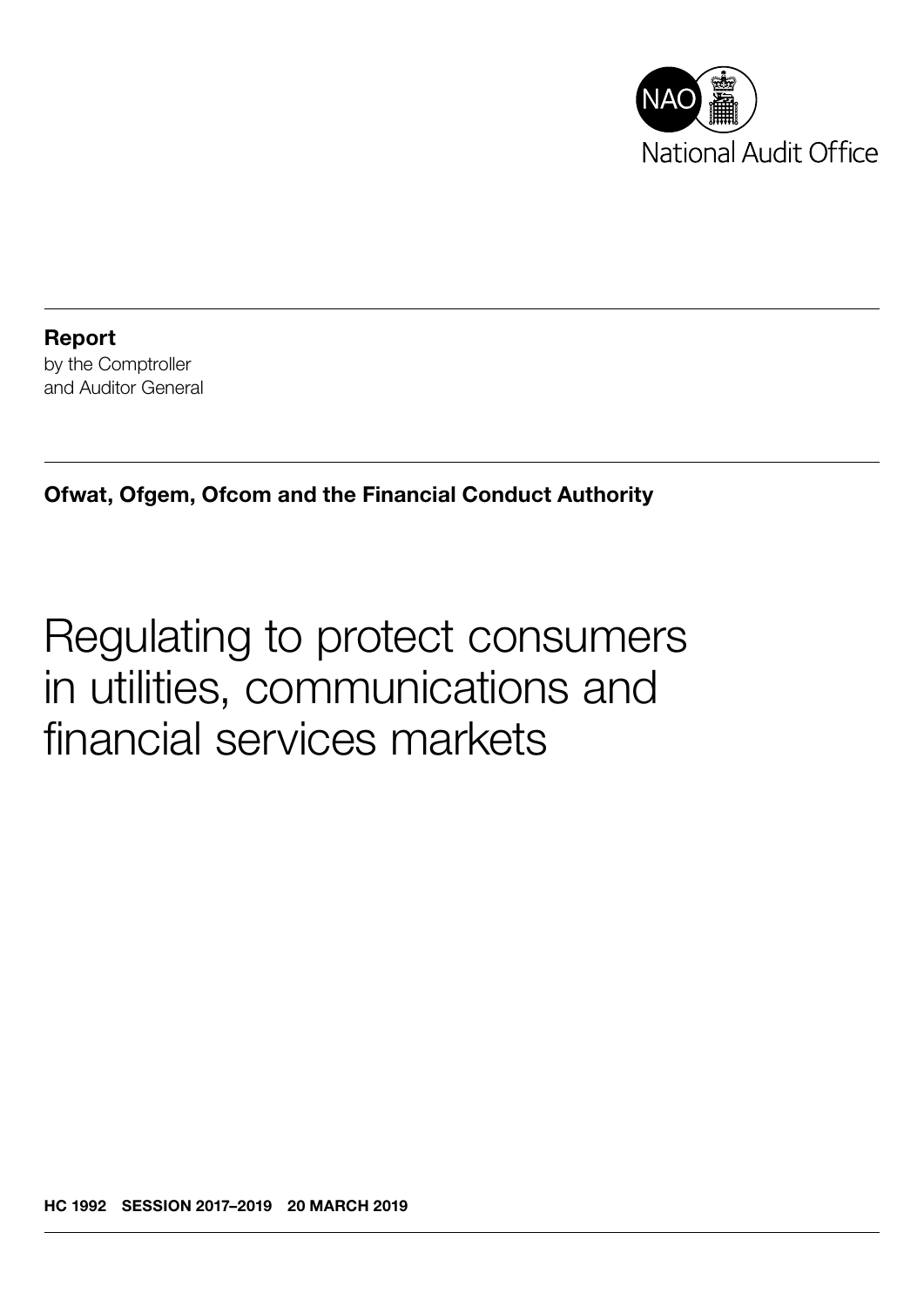National Audit Office

**Report**
by the Comptroller
and Auditor General

**Ofwat, Ofgem, Ofcom and the Financial Conduct Authority**

# Regulating to protect consumers in utilities, communications and financial services markets

**HC 1992 SESSION 2017–2019 20 MARCH 2019**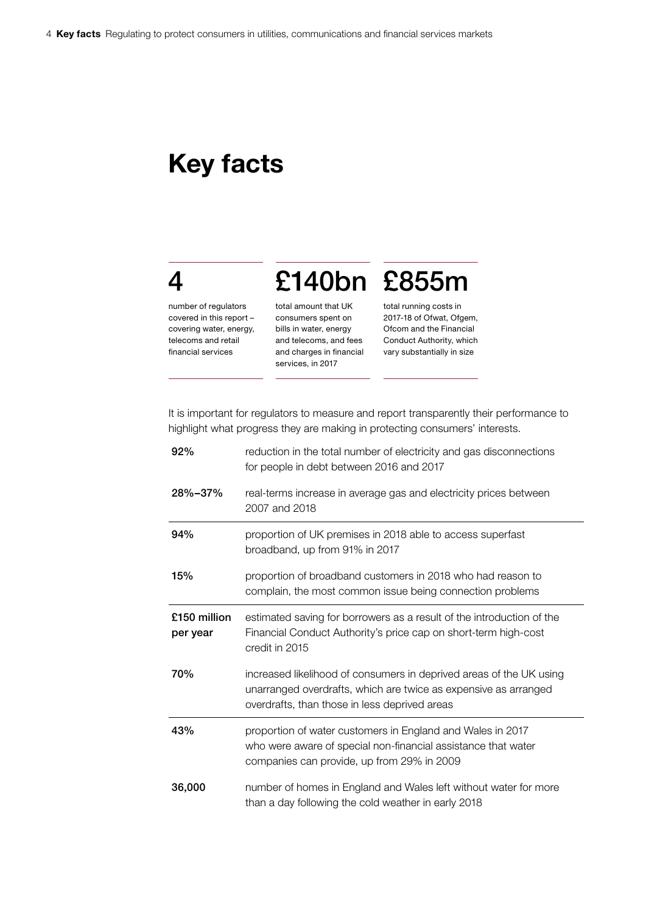# Key facts

**4**

number of regulators covered in this report – covering water, energy, telecoms and retail financial services

**£140bn**

total amount that UK consumers spent on bills in water, energy and telecoms, and fees and charges in financial services, in 2017

**£855m**

total running costs in 2017-18 of Ofwat, Ofgem, Ofcom and the Financial Conduct Authority, which vary substantially in size

It is important for regulators to measure and report transparently their performance to highlight what progress they are making in protecting consumers' interests.

| | |
|---|---|
| **92%** | reduction in the total number of electricity and gas disconnections for people in debt between 2016 and 2017 |
| **28%–37%** | real-terms increase in average gas and electricity prices between 2007 and 2018 |
| **94%** | proportion of UK premises in 2018 able to access superfast broadband, up from 91% in 2017 |
| **15%** | proportion of broadband customers in 2018 who had reason to complain, the most common issue being connection problems |
| **£150 million per year** | estimated saving for borrowers as a result of the introduction of the Financial Conduct Authority's price cap on short-term high-cost credit in 2015 |
| **70%** | increased likelihood of consumers in deprived areas of the UK using unarranged overdrafts, which are twice as expensive as arranged overdrafts, than those in less deprived areas |
| **43%** | proportion of water customers in England and Wales in 2017 who were aware of special non-financial assistance that water companies can provide, up from 29% in 2009 |
| **36,000** | number of homes in England and Wales left without water for more than a day following the cold weather in early 2018 |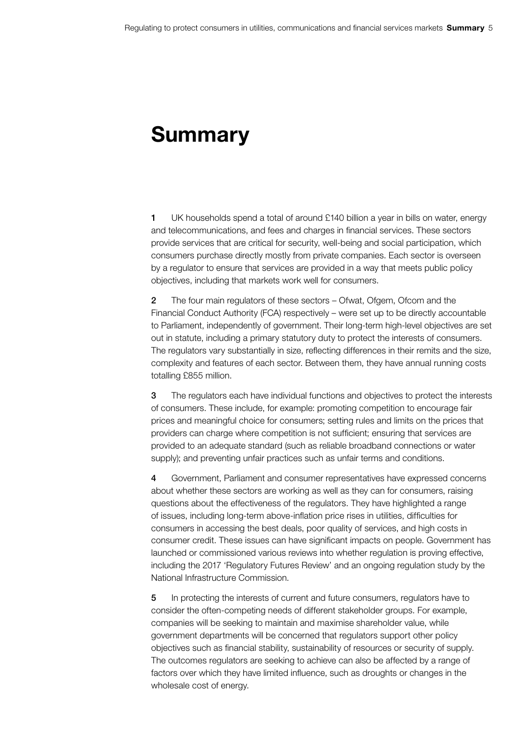# Summary

**1** UK households spend a total of around £140 billion a year in bills on water, energy and telecommunications, and fees and charges in financial services. These sectors provide services that are critical for security, well-being and social participation, which consumers purchase directly mostly from private companies. Each sector is overseen by a regulator to ensure that services are provided in a way that meets public policy objectives, including that markets work well for consumers.

**2** The four main regulators of these sectors – Ofwat, Ofgem, Ofcom and the Financial Conduct Authority (FCA) respectively – were set up to be directly accountable to Parliament, independently of government. Their long-term high-level objectives are set out in statute, including a primary statutory duty to protect the interests of consumers. The regulators vary substantially in size, reflecting differences in their remits and the size, complexity and features of each sector. Between them, they have annual running costs totalling £855 million.

**3** The regulators each have individual functions and objectives to protect the interests of consumers. These include, for example: promoting competition to encourage fair prices and meaningful choice for consumers; setting rules and limits on the prices that providers can charge where competition is not sufficient; ensuring that services are provided to an adequate standard (such as reliable broadband connections or water supply); and preventing unfair practices such as unfair terms and conditions.

**4** Government, Parliament and consumer representatives have expressed concerns about whether these sectors are working as well as they can for consumers, raising questions about the effectiveness of the regulators. They have highlighted a range of issues, including long-term above-inflation price rises in utilities, difficulties for consumers in accessing the best deals, poor quality of services, and high costs in consumer credit. These issues can have significant impacts on people. Government has launched or commissioned various reviews into whether regulation is proving effective, including the 2017 'Regulatory Futures Review' and an ongoing regulation study by the National Infrastructure Commission.

**5** In protecting the interests of current and future consumers, regulators have to consider the often-competing needs of different stakeholder groups. For example, companies will be seeking to maintain and maximise shareholder value, while government departments will be concerned that regulators support other policy objectives such as financial stability, sustainability of resources or security of supply. The outcomes regulators are seeking to achieve can also be affected by a range of factors over which they have limited influence, such as droughts or changes in the wholesale cost of energy.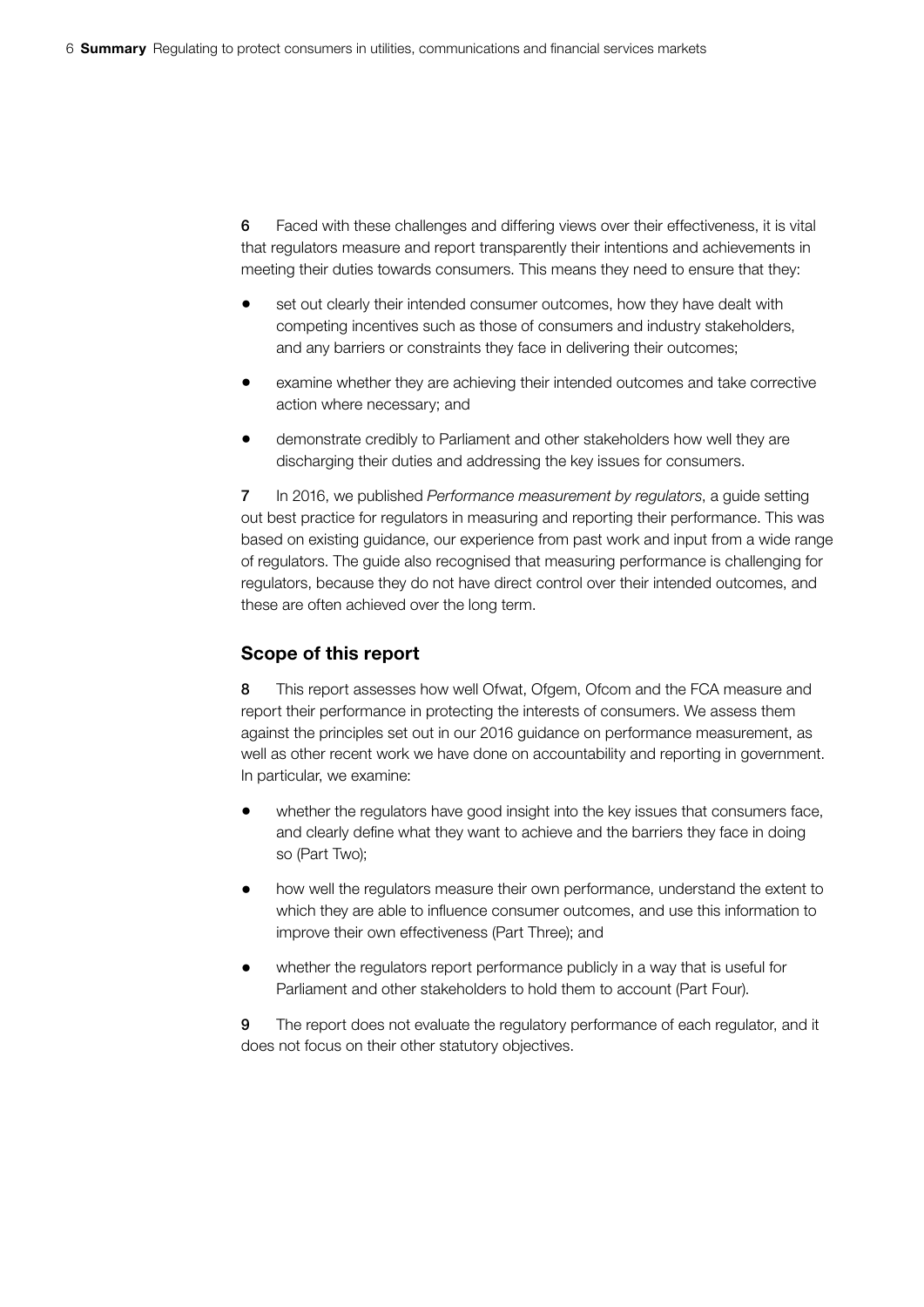6 Faced with these challenges and differing views over their effectiveness, it is vital that regulators measure and report transparently their intentions and achievements in meeting their duties towards consumers. This means they need to ensure that they:

- set out clearly their intended consumer outcomes, how they have dealt with competing incentives such as those of consumers and industry stakeholders, and any barriers or constraints they face in delivering their outcomes;
- examine whether they are achieving their intended outcomes and take corrective action where necessary; and
- demonstrate credibly to Parliament and other stakeholders how well they are discharging their duties and addressing the key issues for consumers.

7 In 2016, we published *Performance measurement by regulators*, a guide setting out best practice for regulators in measuring and reporting their performance. This was based on existing guidance, our experience from past work and input from a wide range of regulators. The guide also recognised that measuring performance is challenging for regulators, because they do not have direct control over their intended outcomes, and these are often achieved over the long term.

## Scope of this report

8 This report assesses how well Ofwat, Ofgem, Ofcom and the FCA measure and report their performance in protecting the interests of consumers. We assess them against the principles set out in our 2016 guidance on performance measurement, as well as other recent work we have done on accountability and reporting in government. In particular, we examine:

- whether the regulators have good insight into the key issues that consumers face, and clearly define what they want to achieve and the barriers they face in doing so (Part Two);
- how well the regulators measure their own performance, understand the extent to which they are able to influence consumer outcomes, and use this information to improve their own effectiveness (Part Three); and
- whether the regulators report performance publicly in a way that is useful for Parliament and other stakeholders to hold them to account (Part Four).

9 The report does not evaluate the regulatory performance of each regulator, and it does not focus on their other statutory objectives.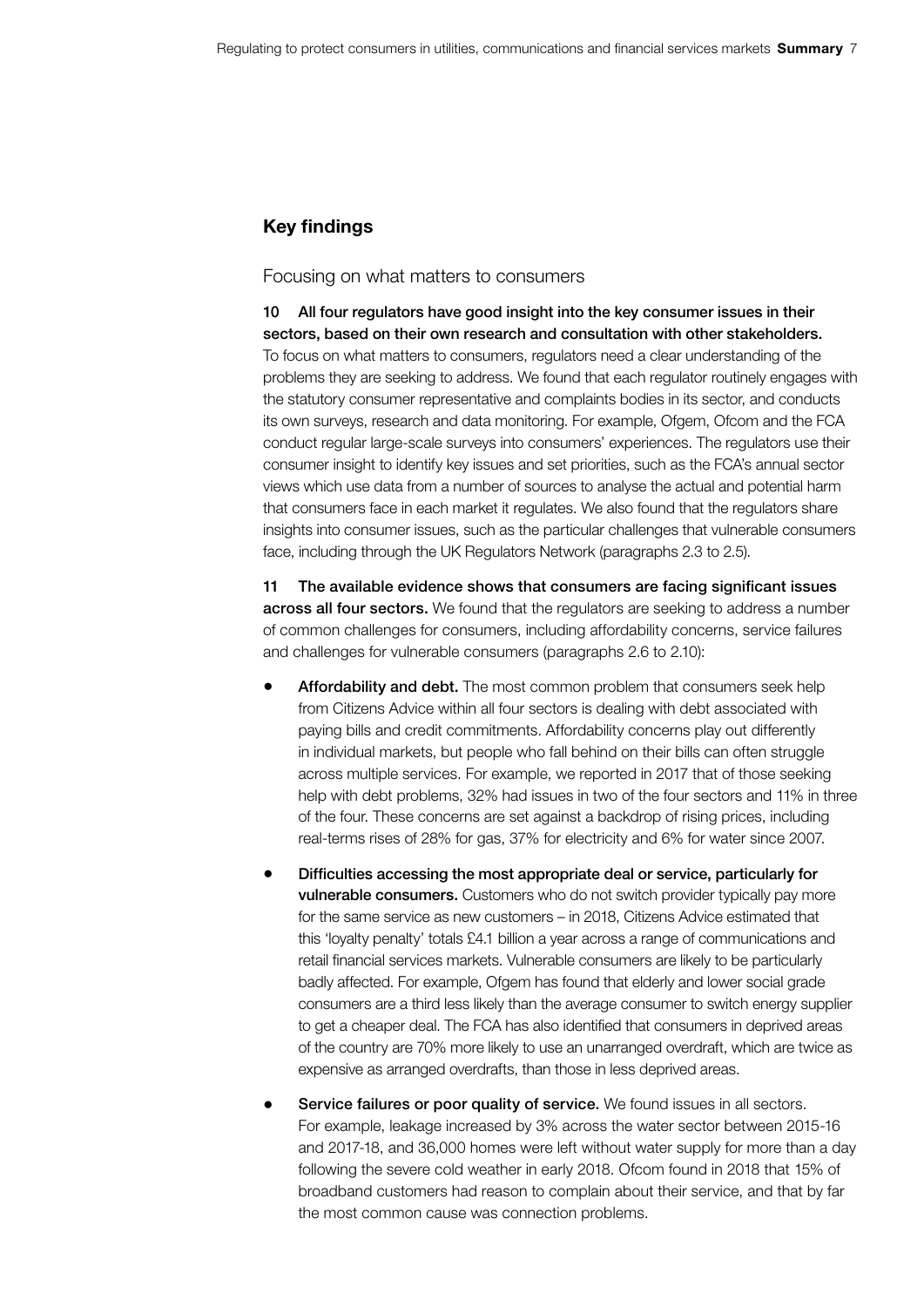## Key findings

### Focusing on what matters to consumers

**10 All four regulators have good insight into the key consumer issues in their sectors, based on their own research and consultation with other stakeholders.** To focus on what matters to consumers, regulators need a clear understanding of the problems they are seeking to address. We found that each regulator routinely engages with the statutory consumer representative and complaints bodies in its sector, and conducts its own surveys, research and data monitoring. For example, Ofgem, Ofcom and the FCA conduct regular large-scale surveys into consumers' experiences. The regulators use their consumer insight to identify key issues and set priorities, such as the FCA's annual sector views which use data from a number of sources to analyse the actual and potential harm that consumers face in each market it regulates. We also found that the regulators share insights into consumer issues, such as the particular challenges that vulnerable consumers face, including through the UK Regulators Network (paragraphs 2.3 to 2.5).

**11 The available evidence shows that consumers are facing significant issues across all four sectors.** We found that the regulators are seeking to address a number of common challenges for consumers, including affordability concerns, service failures and challenges for vulnerable consumers (paragraphs 2.6 to 2.10):

- **Affordability and debt.** The most common problem that consumers seek help from Citizens Advice within all four sectors is dealing with debt associated with paying bills and credit commitments. Affordability concerns play out differently in individual markets, but people who fall behind on their bills can often struggle across multiple services. For example, we reported in 2017 that of those seeking help with debt problems, 32% had issues in two of the four sectors and 11% in three of the four. These concerns are set against a backdrop of rising prices, including real-terms rises of 28% for gas, 37% for electricity and 6% for water since 2007.
- **Difficulties accessing the most appropriate deal or service, particularly for vulnerable consumers.** Customers who do not switch provider typically pay more for the same service as new customers – in 2018, Citizens Advice estimated that this 'loyalty penalty' totals £4.1 billion a year across a range of communications and retail financial services markets. Vulnerable consumers are likely to be particularly badly affected. For example, Ofgem has found that elderly and lower social grade consumers are a third less likely than the average consumer to switch energy supplier to get a cheaper deal. The FCA has also identified that consumers in deprived areas of the country are 70% more likely to use an unarranged overdraft, which are twice as expensive as arranged overdrafts, than those in less deprived areas.
- **Service failures or poor quality of service.** We found issues in all sectors. For example, leakage increased by 3% across the water sector between 2015-16 and 2017-18, and 36,000 homes were left without water supply for more than a day following the severe cold weather in early 2018. Ofcom found in 2018 that 15% of broadband customers had reason to complain about their service, and that by far the most common cause was connection problems.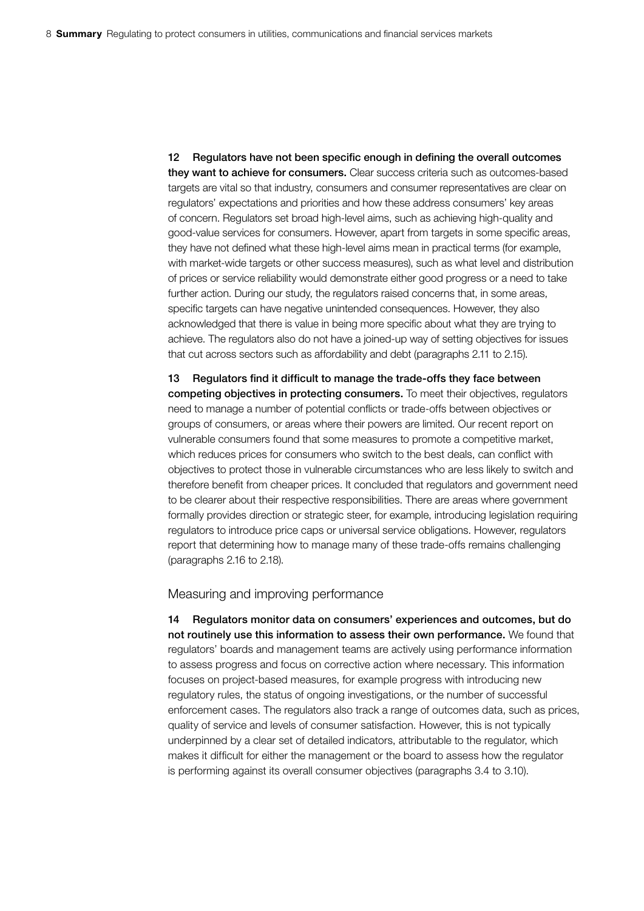**12 Regulators have not been specific enough in defining the overall outcomes they want to achieve for consumers.** Clear success criteria such as outcomes-based targets are vital so that industry, consumers and consumer representatives are clear on regulators' expectations and priorities and how these address consumers' key areas of concern. Regulators set broad high-level aims, such as achieving high-quality and good-value services for consumers. However, apart from targets in some specific areas, they have not defined what these high-level aims mean in practical terms (for example, with market-wide targets or other success measures), such as what level and distribution of prices or service reliability would demonstrate either good progress or a need to take further action. During our study, the regulators raised concerns that, in some areas, specific targets can have negative unintended consequences. However, they also acknowledged that there is value in being more specific about what they are trying to achieve. The regulators also do not have a joined-up way of setting objectives for issues that cut across sectors such as affordability and debt (paragraphs 2.11 to 2.15).

**13 Regulators find it difficult to manage the trade-offs they face between competing objectives in protecting consumers.** To meet their objectives, regulators need to manage a number of potential conflicts or trade-offs between objectives or groups of consumers, or areas where their powers are limited. Our recent report on vulnerable consumers found that some measures to promote a competitive market, which reduces prices for consumers who switch to the best deals, can conflict with objectives to protect those in vulnerable circumstances who are less likely to switch and therefore benefit from cheaper prices. It concluded that regulators and government need to be clearer about their respective responsibilities. There are areas where government formally provides direction or strategic steer, for example, introducing legislation requiring regulators to introduce price caps or universal service obligations. However, regulators report that determining how to manage many of these trade-offs remains challenging (paragraphs 2.16 to 2.18).

## Measuring and improving performance

**14 Regulators monitor data on consumers' experiences and outcomes, but do not routinely use this information to assess their own performance.** We found that regulators' boards and management teams are actively using performance information to assess progress and focus on corrective action where necessary. This information focuses on project-based measures, for example progress with introducing new regulatory rules, the status of ongoing investigations, or the number of successful enforcement cases. The regulators also track a range of outcomes data, such as prices, quality of service and levels of consumer satisfaction. However, this is not typically underpinned by a clear set of detailed indicators, attributable to the regulator, which makes it difficult for either the management or the board to assess how the regulator is performing against its overall consumer objectives (paragraphs 3.4 to 3.10).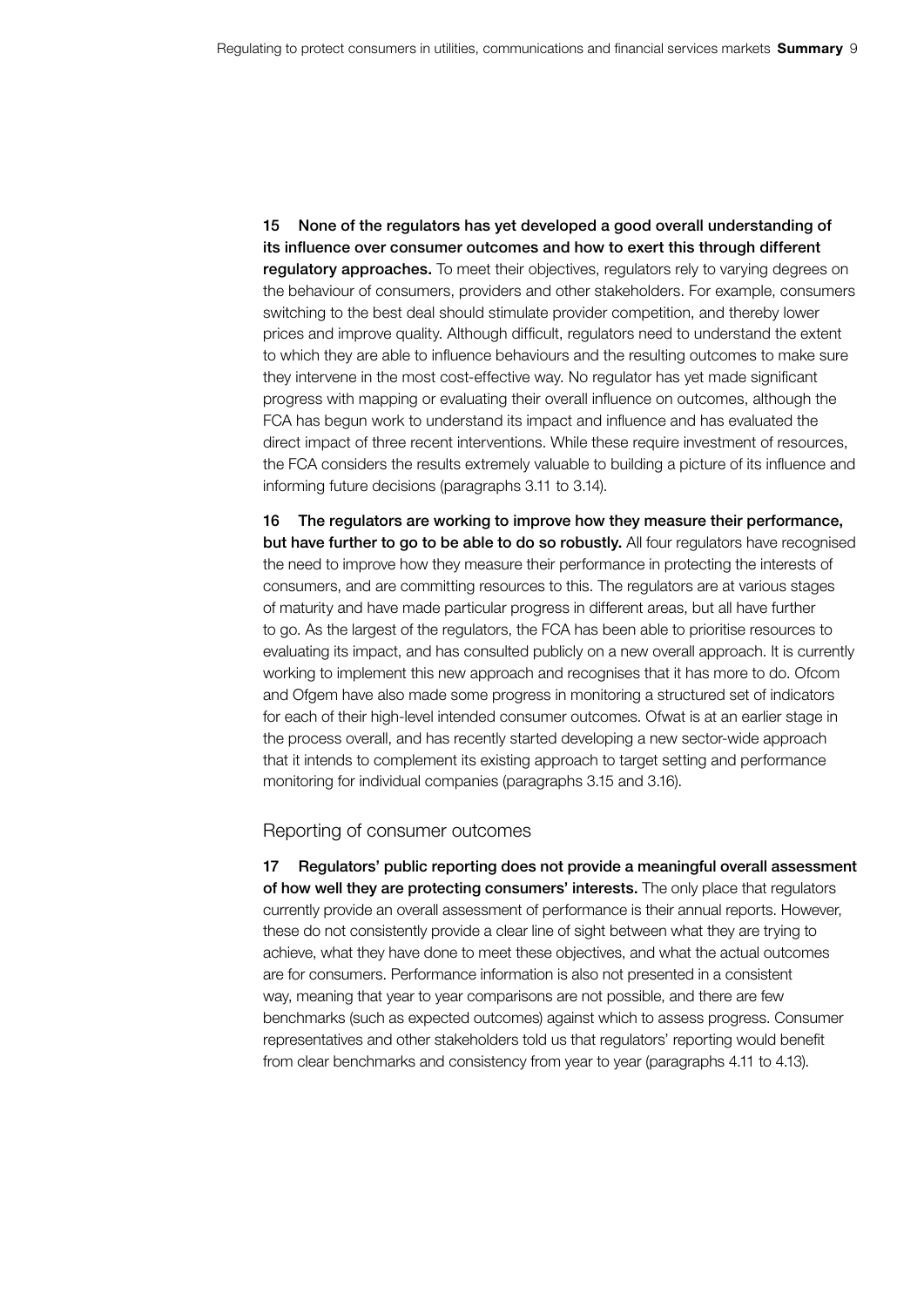15 **None of the regulators has yet developed a good overall understanding of its influence over consumer outcomes and how to exert this through different regulatory approaches.** To meet their objectives, regulators rely to varying degrees on the behaviour of consumers, providers and other stakeholders. For example, consumers switching to the best deal should stimulate provider competition, and thereby lower prices and improve quality. Although difficult, regulators need to understand the extent to which they are able to influence behaviours and the resulting outcomes to make sure they intervene in the most cost-effective way. No regulator has yet made significant progress with mapping or evaluating their overall influence on outcomes, although the FCA has begun work to understand its impact and influence and has evaluated the direct impact of three recent interventions. While these require investment of resources, the FCA considers the results extremely valuable to building a picture of its influence and informing future decisions (paragraphs 3.11 to 3.14).

16 **The regulators are working to improve how they measure their performance, but have further to go to be able to do so robustly.** All four regulators have recognised the need to improve how they measure their performance in protecting the interests of consumers, and are committing resources to this. The regulators are at various stages of maturity and have made particular progress in different areas, but all have further to go. As the largest of the regulators, the FCA has been able to prioritise resources to evaluating its impact, and has consulted publicly on a new overall approach. It is currently working to implement this new approach and recognises that it has more to do. Ofcom and Ofgem have also made some progress in monitoring a structured set of indicators for each of their high-level intended consumer outcomes. Ofwat is at an earlier stage in the process overall, and has recently started developing a new sector-wide approach that it intends to complement its existing approach to target setting and performance monitoring for individual companies (paragraphs 3.15 and 3.16).

## Reporting of consumer outcomes

17 **Regulators' public reporting does not provide a meaningful overall assessment of how well they are protecting consumers' interests.** The only place that regulators currently provide an overall assessment of performance is their annual reports. However, these do not consistently provide a clear line of sight between what they are trying to achieve, what they have done to meet these objectives, and what the actual outcomes are for consumers. Performance information is also not presented in a consistent way, meaning that year to year comparisons are not possible, and there are few benchmarks (such as expected outcomes) against which to assess progress. Consumer representatives and other stakeholders told us that regulators' reporting would benefit from clear benchmarks and consistency from year to year (paragraphs 4.11 to 4.13).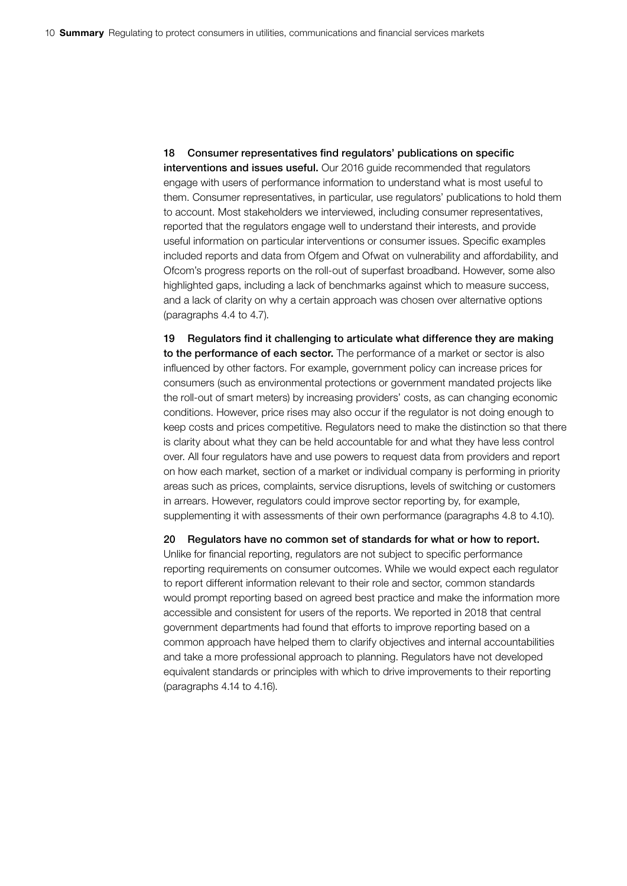18 **Consumer representatives find regulators' publications on specific interventions and issues useful.** Our 2016 guide recommended that regulators engage with users of performance information to understand what is most useful to them. Consumer representatives, in particular, use regulators' publications to hold them to account. Most stakeholders we interviewed, including consumer representatives, reported that the regulators engage well to understand their interests, and provide useful information on particular interventions or consumer issues. Specific examples included reports and data from Ofgem and Ofwat on vulnerability and affordability, and Ofcom's progress reports on the roll-out of superfast broadband. However, some also highlighted gaps, including a lack of benchmarks against which to measure success, and a lack of clarity on why a certain approach was chosen over alternative options (paragraphs 4.4 to 4.7).

19 **Regulators find it challenging to articulate what difference they are making to the performance of each sector.** The performance of a market or sector is also influenced by other factors. For example, government policy can increase prices for consumers (such as environmental protections or government mandated projects like the roll-out of smart meters) by increasing providers' costs, as can changing economic conditions. However, price rises may also occur if the regulator is not doing enough to keep costs and prices competitive. Regulators need to make the distinction so that there is clarity about what they can be held accountable for and what they have less control over. All four regulators have and use powers to request data from providers and report on how each market, section of a market or individual company is performing in priority areas such as prices, complaints, service disruptions, levels of switching or customers in arrears. However, regulators could improve sector reporting by, for example, supplementing it with assessments of their own performance (paragraphs 4.8 to 4.10).

20 **Regulators have no common set of standards for what or how to report.** Unlike for financial reporting, regulators are not subject to specific performance reporting requirements on consumer outcomes. While we would expect each regulator to report different information relevant to their role and sector, common standards would prompt reporting based on agreed best practice and make the information more accessible and consistent for users of the reports. We reported in 2018 that central government departments had found that efforts to improve reporting based on a common approach have helped them to clarify objectives and internal accountabilities and take a more professional approach to planning. Regulators have not developed equivalent standards or principles with which to drive improvements to their reporting (paragraphs 4.14 to 4.16).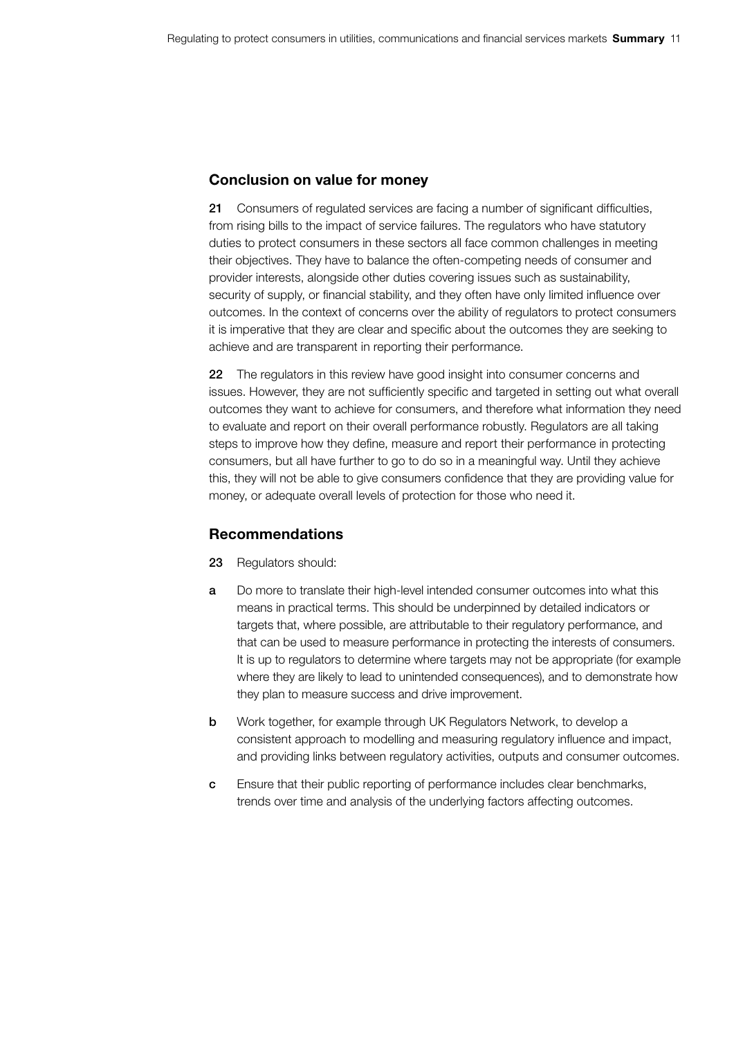## Conclusion on value for money

**21** Consumers of regulated services are facing a number of significant difficulties, from rising bills to the impact of service failures. The regulators who have statutory duties to protect consumers in these sectors all face common challenges in meeting their objectives. They have to balance the often-competing needs of consumer and provider interests, alongside other duties covering issues such as sustainability, security of supply, or financial stability, and they often have only limited influence over outcomes. In the context of concerns over the ability of regulators to protect consumers it is imperative that they are clear and specific about the outcomes they are seeking to achieve and are transparent in reporting their performance.

**22** The regulators in this review have good insight into consumer concerns and issues. However, they are not sufficiently specific and targeted in setting out what overall outcomes they want to achieve for consumers, and therefore what information they need to evaluate and report on their overall performance robustly. Regulators are all taking steps to improve how they define, measure and report their performance in protecting consumers, but all have further to go to do so in a meaningful way. Until they achieve this, they will not be able to give consumers confidence that they are providing value for money, or adequate overall levels of protection for those who need it.

## Recommendations

**23** Regulators should:

**a** Do more to translate their high-level intended consumer outcomes into what this means in practical terms. This should be underpinned by detailed indicators or targets that, where possible, are attributable to their regulatory performance, and that can be used to measure performance in protecting the interests of consumers. It is up to regulators to determine where targets may not be appropriate (for example where they are likely to lead to unintended consequences), and to demonstrate how they plan to measure success and drive improvement.

**b** Work together, for example through UK Regulators Network, to develop a consistent approach to modelling and measuring regulatory influence and impact, and providing links between regulatory activities, outputs and consumer outcomes.

**c** Ensure that their public reporting of performance includes clear benchmarks, trends over time and analysis of the underlying factors affecting outcomes.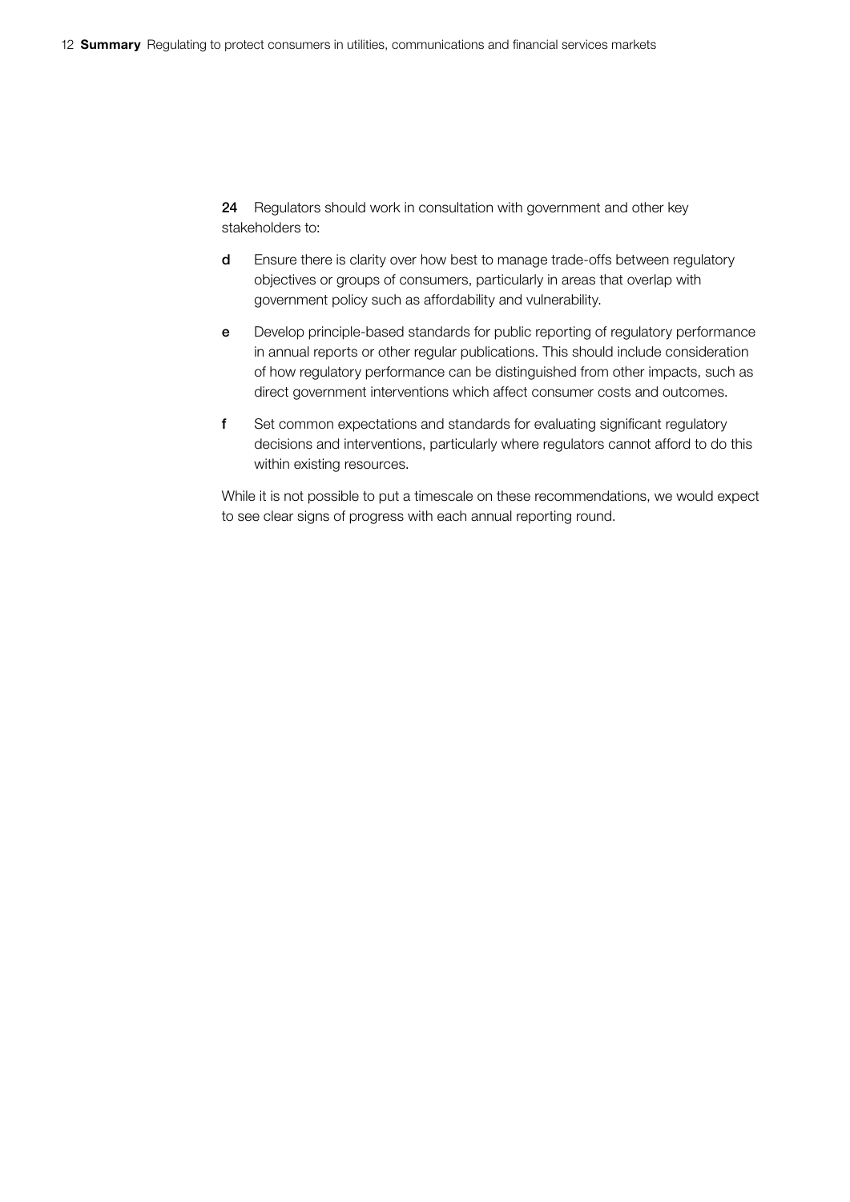**24** Regulators should work in consultation with government and other key stakeholders to:

**d** Ensure there is clarity over how best to manage trade-offs between regulatory objectives or groups of consumers, particularly in areas that overlap with government policy such as affordability and vulnerability.

**e** Develop principle-based standards for public reporting of regulatory performance in annual reports or other regular publications. This should include consideration of how regulatory performance can be distinguished from other impacts, such as direct government interventions which affect consumer costs and outcomes.

**f** Set common expectations and standards for evaluating significant regulatory decisions and interventions, particularly where regulators cannot afford to do this within existing resources.

While it is not possible to put a timescale on these recommendations, we would expect to see clear signs of progress with each annual reporting round.